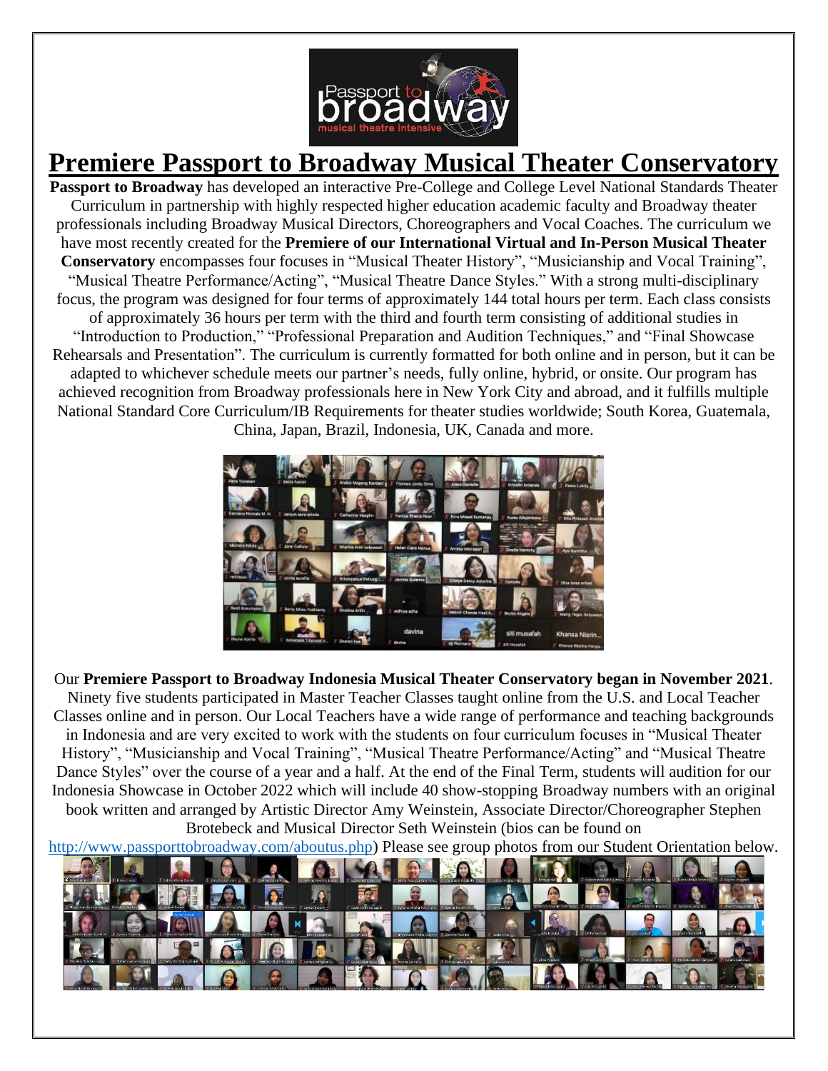# Premiere Passport to Broadway Musical Theater Conservatory

**Passport to Broadway** has developed an interactive Pre-College and College Level National Standards Theater Curriculum in partnership with highly respected higher education academic faculty and Broadway theater professionals including Broadway Musical Directors, Choreographers and Vocal Coaches. The curriculum we have most recently created for the **Premiere of our International Virtual and In-Person Musical Theater Conservatory** encompasses four focuses in "Musical Theater History", "Musicianship and Vocal Training", "Musical Theatre Performance/Acting", "Musical Theatre Dance Styles." With a strong multi-disciplinary focus, the program was designed for four terms of approximately 144 total hours per term. Each class consists of approximately 36 hours per term with the third and fourth term consisting of additional studies in "Introduction to Production," "Professional Preparation and Audition Techniques," and "Final Showcase Rehearsals and Presentation". The curriculum is currently formatted for both online and in person, but it can be adapted to whichever schedule meets our partner's needs, fully online, hybrid, or onsite. Our program has achieved recognition from Broadway professionals here in New York City and abroad, and it fulfills multiple National Standard Core Curriculum/IB Requirements for theater studies worldwide; South Korea, Guatemala, China, Japan, Brazil, Indonesia, UK, Canada and more.

Our **Premiere Passport to Broadway Indonesia Musical Theater Conservatory began in November 2021**. Ninety five students participated in Master Teacher Classes taught online from the U.S. and Local Teacher Classes online and in person. Our Local Teachers have a wide range of performance and teaching backgrounds in Indonesia and are very excited to work with the students on four curriculum focuses in "Musical Theater History", "Musicianship and Vocal Training", "Musical Theatre Performance/Acting" and "Musical Theatre Dance Styles" over the course of a year and a half. At the end of the Final Term, students will audition for our Indonesia Showcase in October 2022 which will include 40 show-stopping Broadway numbers with an original book written and arranged by Artistic Director Amy Weinstein, Associate Director/Choreographer Stephen Brotebeck and Musical Director Seth Weinstein (bios can be found on http://www.passporttobroadway.com/aboutus.php) Please see group photos from our Student Orientation below.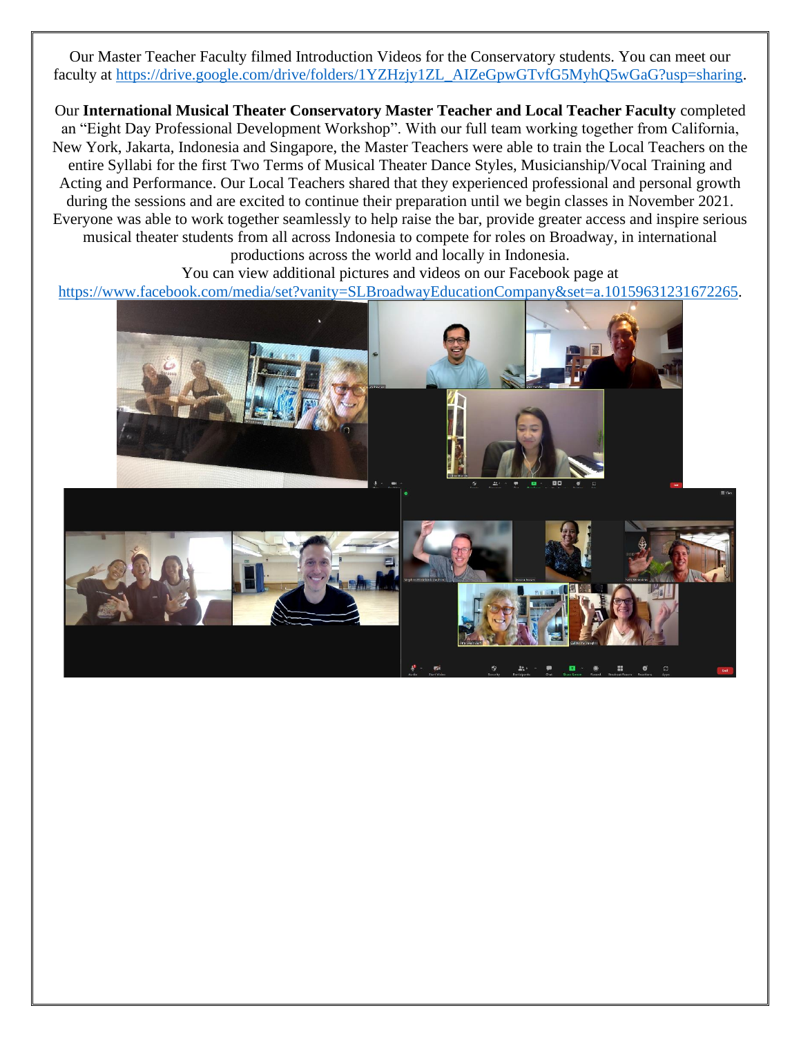Our Master Teacher Faculty filmed Introduction Videos for the Conservatory students. You can meet our faculty at https://drive.google.com/drive/folders/1YZHzjy1ZL_AIZeGpwGTvfG5MyhQ5wGaG?usp=sharing.

Our **International Musical Theater Conservatory Master Teacher and Local Teacher Faculty** completed an "Eight Day Professional Development Workshop". With our full team working together from California, New York, Jakarta, Indonesia and Singapore, the Master Teachers were able to train the Local Teachers on the entire Syllabi for the first Two Terms of Musical Theater Dance Styles, Musicianship/Vocal Training and Acting and Performance. Our Local Teachers shared that they experienced professional and personal growth during the sessions and are excited to continue their preparation until we begin classes in November 2021. Everyone was able to work together seamlessly to help raise the bar, provide greater access and inspire serious musical theater students from all across Indonesia to compete for roles on Broadway, in international productions across the world and locally in Indonesia.

You can view additional pictures and videos on our Facebook page at https://www.facebook.com/media/set?vanity=SLBroadwayEducationCompany&set=a.10159631231672265.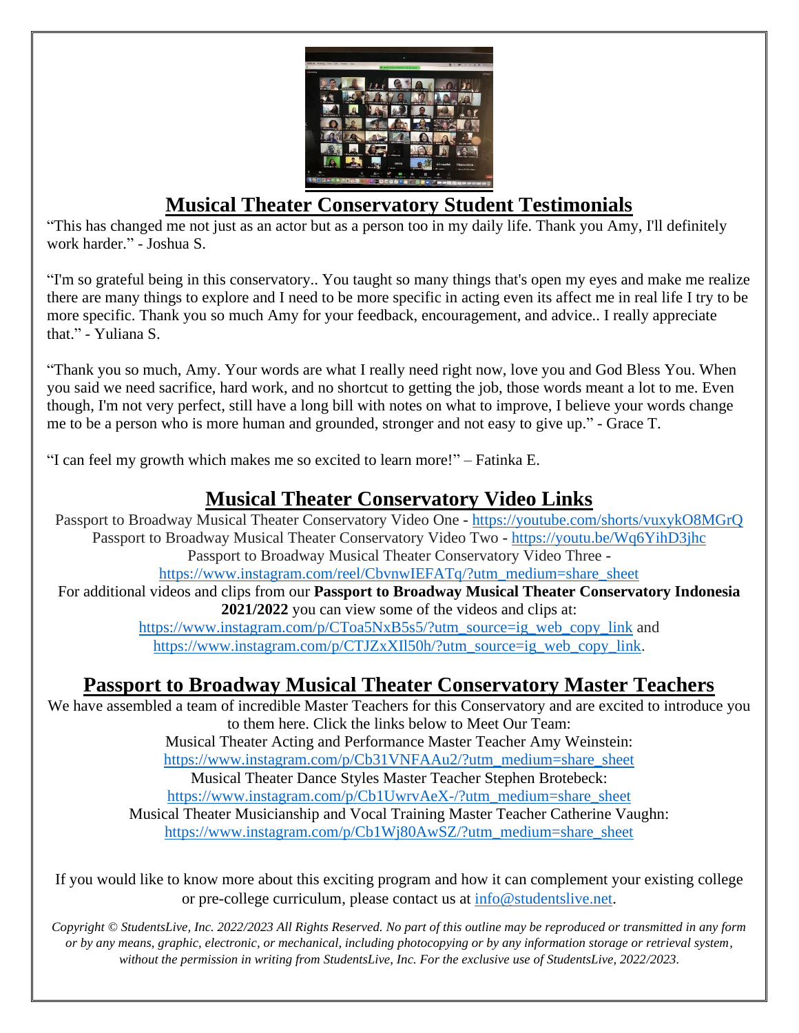## Musical Theater Conservatory Student Testimonials

"This has changed me not just as an actor but as a person too in my daily life. Thank you Amy, I'll definitely work harder." - Joshua S.

"I'm so grateful being in this conservatory.. You taught so many things that's open my eyes and make me realize there are many things to explore and I need to be more specific in acting even its affect me in real life I try to be more specific. Thank you so much Amy for your feedback, encouragement, and advice.. I really appreciate that." - Yuliana S.

"Thank you so much, Amy. Your words are what I really need right now, love you and God Bless You. When you said we need sacrifice, hard work, and no shortcut to getting the job, those words meant a lot to me. Even though, I'm not very perfect, still have a long bill with notes on what to improve, I believe your words change me to be a person who is more human and grounded, stronger and not easy to give up." - Grace T.

"I can feel my growth which makes me so excited to learn more!" – Fatinka E.

## Musical Theater Conservatory Video Links

Passport to Broadway Musical Theater Conservatory Video One - https://youtube.com/shorts/vuxykO8MGrQ
Passport to Broadway Musical Theater Conservatory Video Two - https://youtu.be/Wq6YihD3jhc
Passport to Broadway Musical Theater Conservatory Video Three - https://www.instagram.com/reel/CbvnwIEFATq/?utm_medium=share_sheet
For additional videos and clips from our **Passport to Broadway Musical Theater Conservatory Indonesia 2021/2022** you can view some of the videos and clips at: https://www.instagram.com/p/CToa5NxB5s5/?utm_source=ig_web_copy_link and https://www.instagram.com/p/CTJZxXIl50h/?utm_source=ig_web_copy_link.

## Passport to Broadway Musical Theater Conservatory Master Teachers

We have assembled a team of incredible Master Teachers for this Conservatory and are excited to introduce you to them here. Click the links below to Meet Our Team:
Musical Theater Acting and Performance Master Teacher Amy Weinstein: https://www.instagram.com/p/Cb31VNFAAu2/?utm_medium=share_sheet
Musical Theater Dance Styles Master Teacher Stephen Brotebeck: https://www.instagram.com/p/Cb1UwrvAeX-/?utm_medium=share_sheet
Musical Theater Musicianship and Vocal Training Master Teacher Catherine Vaughn: https://www.instagram.com/p/Cb1Wj80AwSZ/?utm_medium=share_sheet

If you would like to know more about this exciting program and how it can complement your existing college or pre-college curriculum, please contact us at info@studentslive.net.

*Copyright © StudentsLive, Inc. 2022/2023 All Rights Reserved. No part of this outline may be reproduced or transmitted in any form or by any means, graphic, electronic, or mechanical, including photocopying or by any information storage or retrieval system, without the permission in writing from StudentsLive, Inc. For the exclusive use of StudentsLive, 2022/2023.*